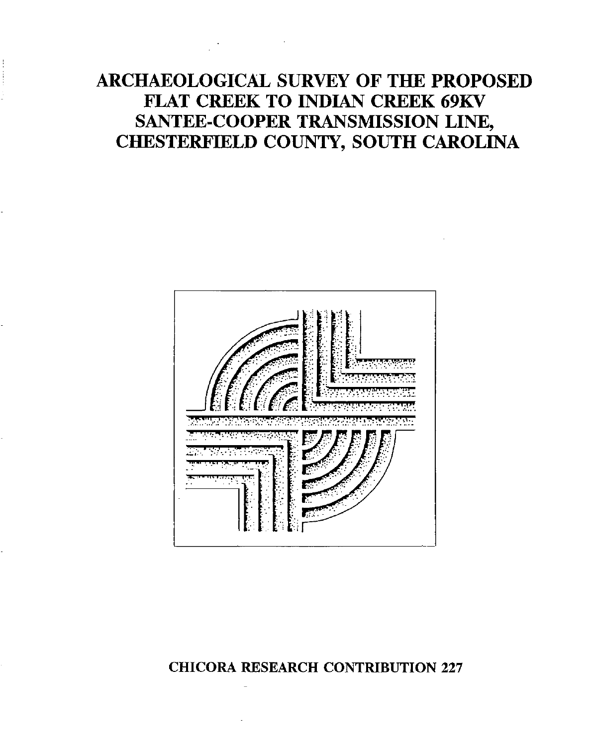# ARCHAEOLOGICAL SURVEY OF THE PROPOSED FLAT CREEK TO INDIAN CREEK 69KV SANTEE-COOPER TRANSMISSION LINE, CHESTERFIELD COUNTY, SOUTH CAROLINA

**CHICORA RESEARCH CONTRIBUTION 227**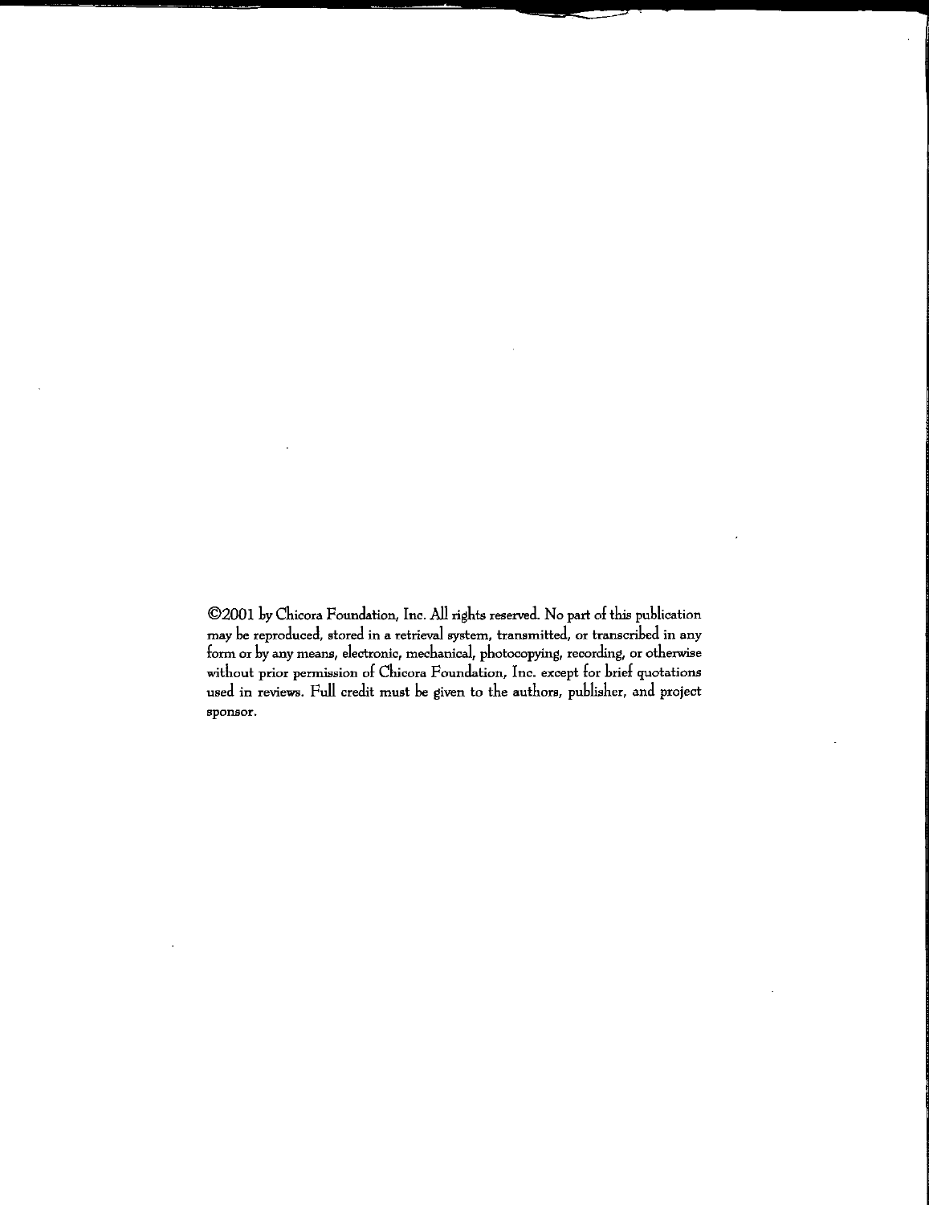©2001 by Chicora Foundation, Inc. All rights reserved. No part of this publication may be reproduced, stored in a retrieval system, transmitted, or transcribed in any form or by any means, electronic, mechanical, photocopying, recording, or otherwise without prior permission of Chicora Foundation, Inc. except for brief quotations used in reviews. Full credit must be given to the authors, publisher, and project sponsor.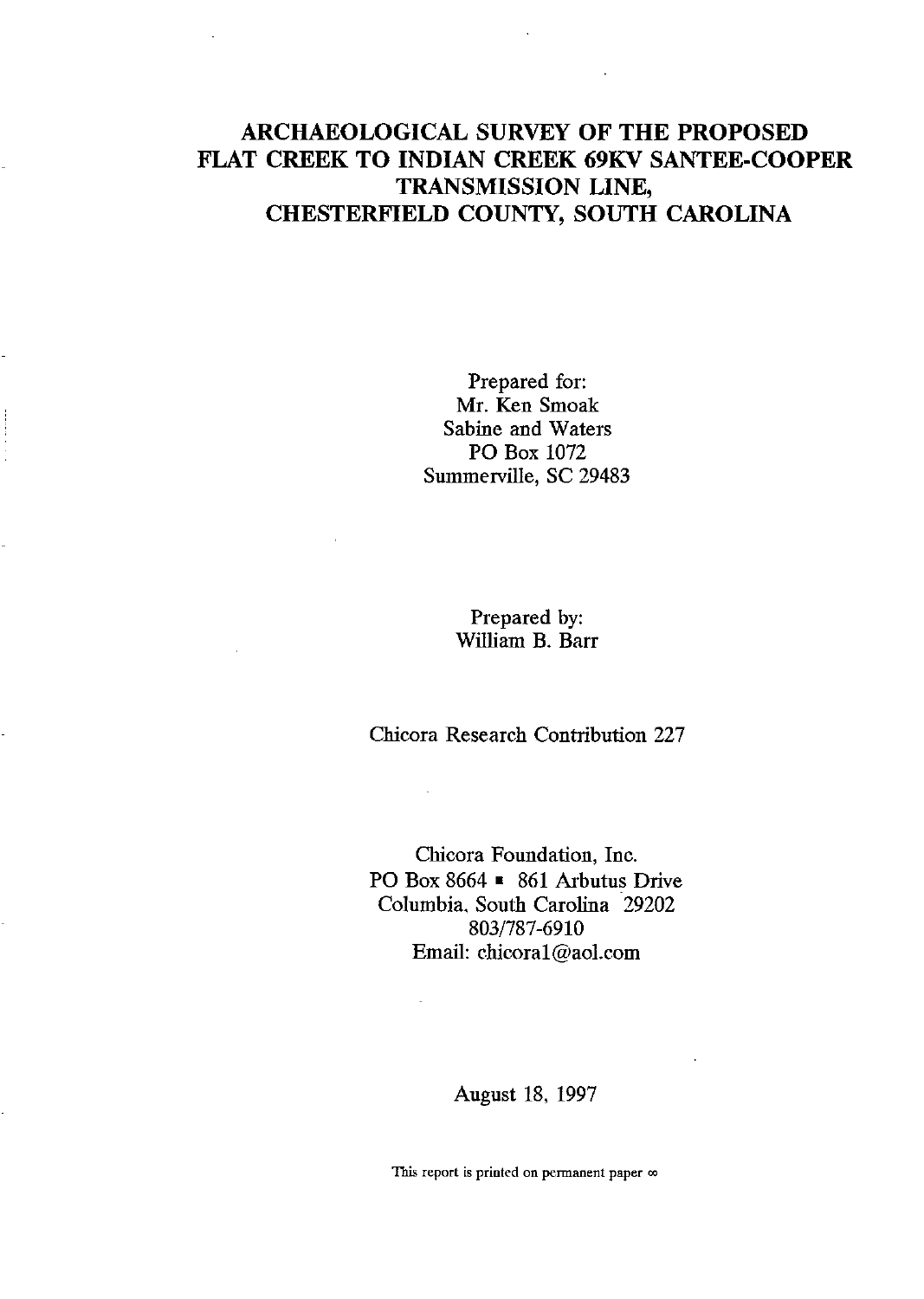# ARCHAEOLOGICAL SURVEY OF THE PROPOSED FLAT CREEK TO INDIAN CREEK 69KV SANTEE-COOPER TRANSMISSION LINE, CHESTERFIELD COUNTY, SOUTH CAROLINA

Prepared for:
Mr. Ken Smoak
Sabine and Waters
PO Box 1072
Summerville, SC 29483

Prepared by:
William B. Barr

Chicora Research Contribution 227

Chicora Foundation, Inc.
PO Box 8664 ▪ 861 Arbutus Drive
Columbia, South Carolina 29202
803/787-6910
Email: chicora1@aol.com

August 18, 1997

This report is printed on permanent paper ∞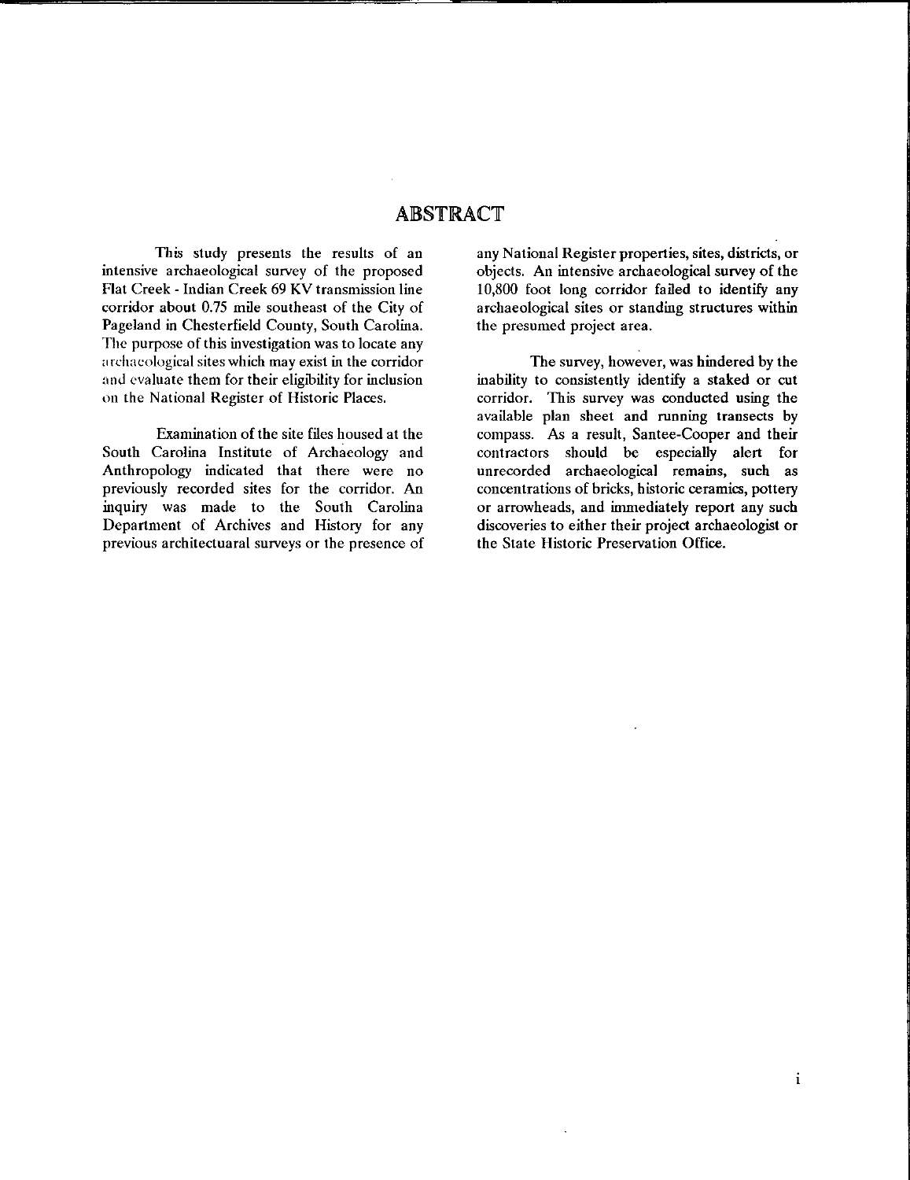## ABSTRACT

This study presents the results of an intensive archaeological survey of the proposed Flat Creek - Indian Creek 69 KV transmission line corridor about 0.75 mile southeast of the City of Pageland in Chesterfield County, South Carolina. The purpose of this investigation was to locate any archaeological sites which may exist in the corridor and evaluate them for their eligibility for inclusion on the National Register of Historic Places.

Examination of the site files housed at the South Carolina Institute of Archaeology and Anthropology indicated that there were no previously recorded sites for the corridor. An inquiry was made to the South Carolina Department of Archives and History for any previous architectuaral surveys or the presence of any National Register properties, sites, districts, or objects. An intensive archaeological survey of the 10,800 foot long corridor failed to identify any archaeological sites or standing structures within the presumed project area.

The survey, however, was hindered by the inability to consistently identify a staked or cut corridor. This survey was conducted using the available plan sheet and running transects by compass. As a result, Santee-Cooper and their contractors should be especially alert for unrecorded archaeological remains, such as concentrations of bricks, historic ceramics, pottery or arrowheads, and immediately report any such discoveries to either their project archaeologist or the State Historic Preservation Office.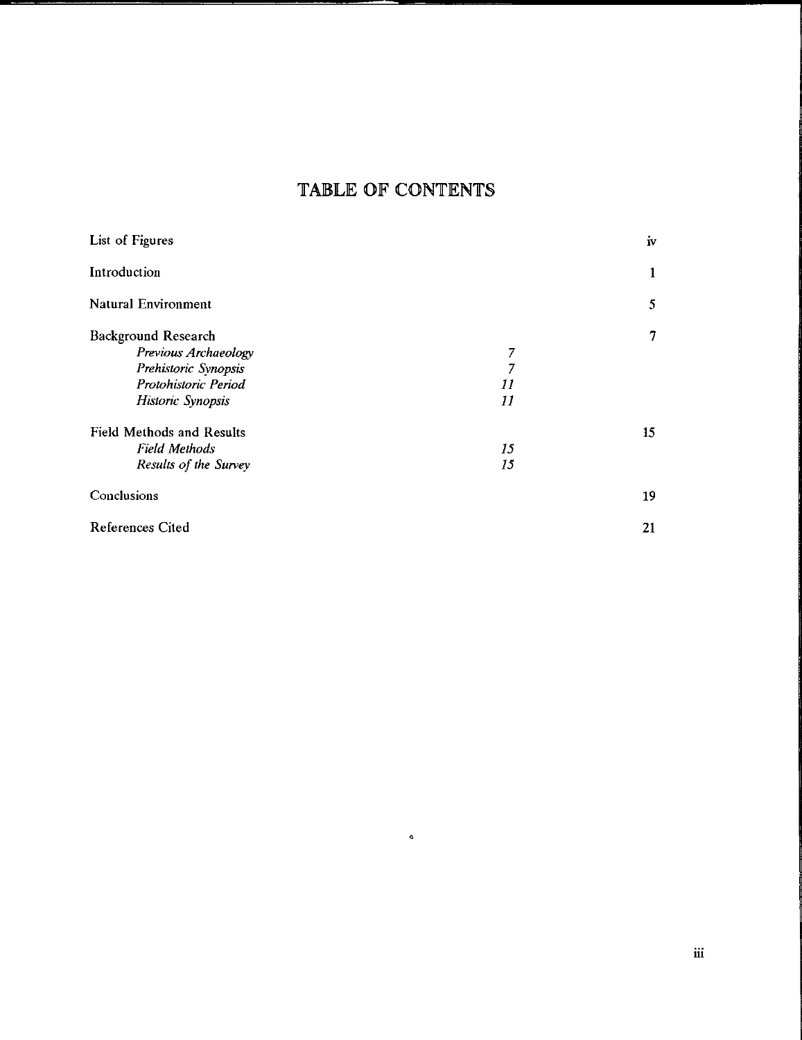# TABLE OF CONTENTS

| | | |
|---|---|---|
| List of Figures | | iv |
| Introduction | | 1 |
| Natural Environment | | 5 |
| Background Research | | 7 |
| *Previous Archaeology* | *7* | |
| *Prehistoric Synopsis* | *7* | |
| *Protohistoric Period* | *11* | |
| *Historic Synopsis* | *11* | |
| Field Methods and Results | | 15 |
| *Field Methods* | *15* | |
| *Results of the Survey* | *15* | |
| Conclusions | | 19 |
| References Cited | | 21 |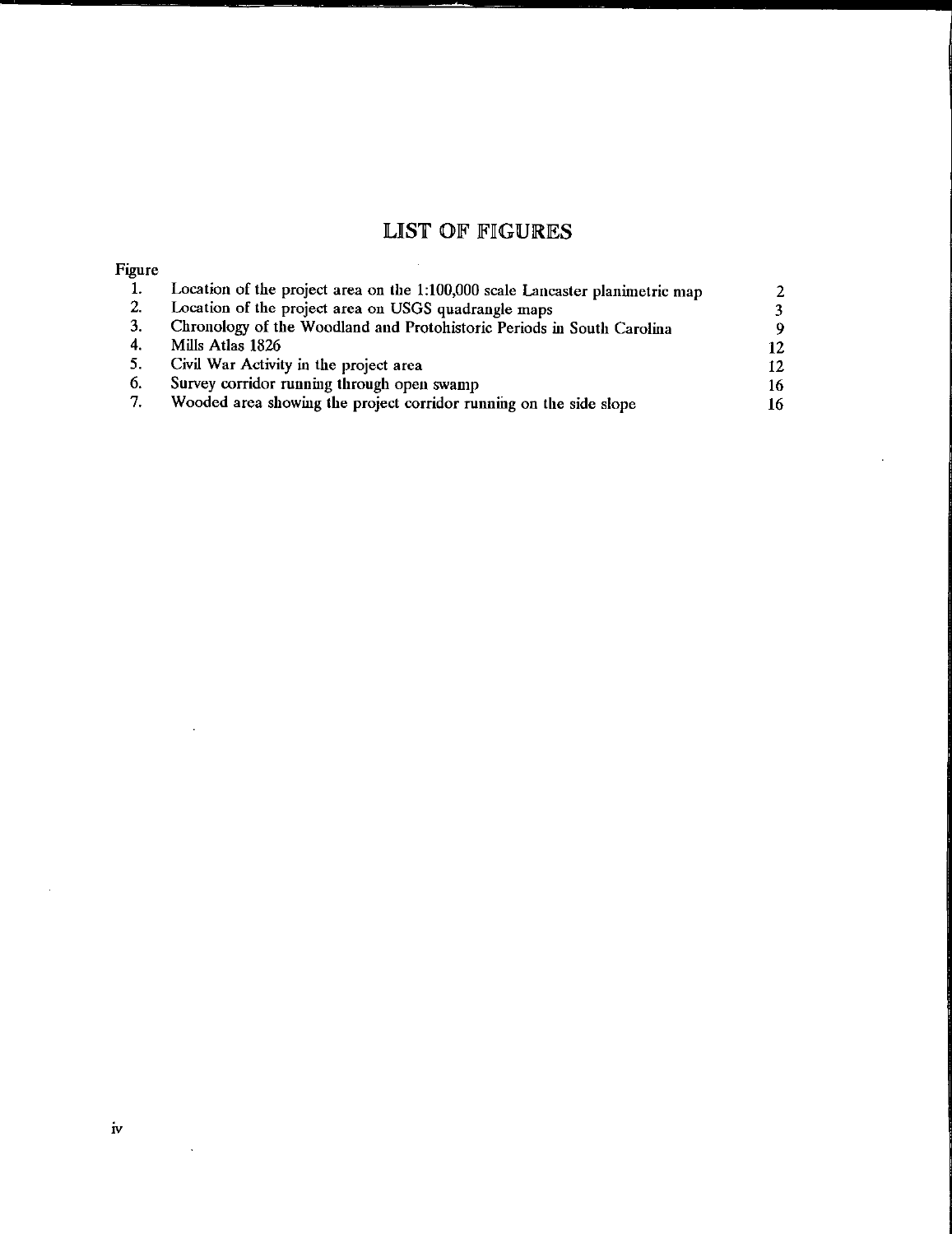# LIST OF FIGURES

| Figure | | |
|---|---|---|
| 1. | Location of the project area on the 1:100,000 scale Lancaster planimetric map | 2 |
| 2. | Location of the project area on USGS quadrangle maps | 3 |
| 3. | Chronology of the Woodland and Protohistoric Periods in South Carolina | 9 |
| 4. | Mills Atlas 1826 | 12 |
| 5. | Civil War Activity in the project area | 12 |
| 6. | Survey corridor running through open swamp | 16 |
| 7. | Wooded area showing the project corridor running on the side slope | 16 |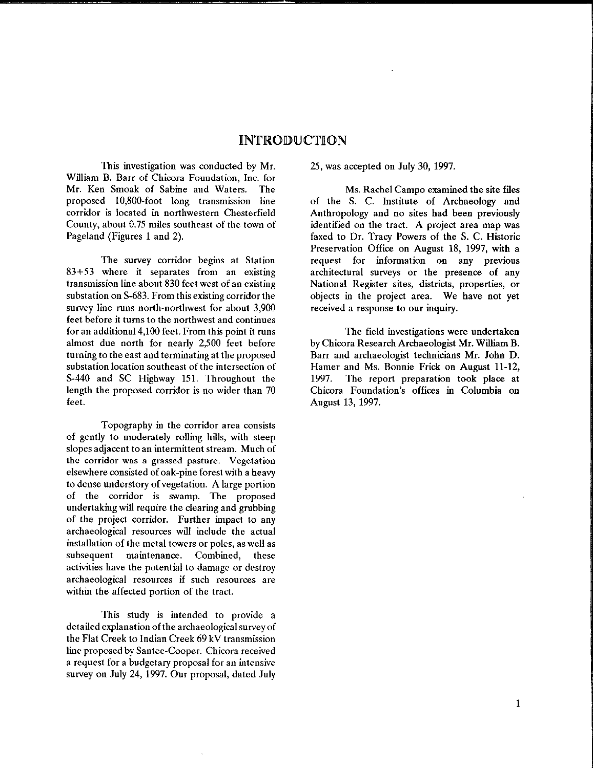# INTRODUCTION

This investigation was conducted by Mr. William B. Barr of Chicora Foundation, Inc. for Mr. Ken Smoak of Sabine and Waters. The proposed 10,800-foot long transmission line corridor is located in northwestern Chesterfield County, about 0.75 miles southeast of the town of Pageland (Figures 1 and 2).

The survey corridor begins at Station 83+53 where it separates from an existing transmission line about 830 feet west of an existing substation on S-683. From this existing corridor the survey line runs north-northwest for about 3,900 feet before it turns to the northwest and continues for an additional 4,100 feet. From this point it runs almost due north for nearly 2,500 feet before turning to the east and terminating at the proposed substation location southeast of the intersection of S-440 and SC Highway 151. Throughout the length the proposed corridor is no wider than 70 feet.

Topography in the corridor area consists of gently to moderately rolling hills, with steep slopes adjacent to an intermittent stream. Much of the corridor was a grassed pasture. Vegetation elsewhere consisted of oak-pine forest with a heavy to dense understory of vegetation. A large portion of the corridor is swamp. The proposed undertaking will require the clearing and grubbing of the project corridor. Further impact to any archaeological resources will include the actual installation of the metal towers or poles, as well as subsequent maintenance. Combined, these activities have the potential to damage or destroy archaeological resources if such resources are within the affected portion of the tract.

This study is intended to provide a detailed explanation of the archaeological survey of the Flat Creek to Indian Creek 69 kV transmission line proposed by Santee-Cooper. Chicora received a request for a budgetary proposal for an intensive survey on July 24, 1997. Our proposal, dated July 25, was accepted on July 30, 1997.

Ms. Rachel Campo examined the site files of the S. C. Institute of Archaeology and Anthropology and no sites had been previously identified on the tract. A project area map was faxed to Dr. Tracy Powers of the S. C. Historic Preservation Office on August 18, 1997, with a request for information on any previous architectural surveys or the presence of any National Register sites, districts, properties, or objects in the project area. We have not yet received a response to our inquiry.

The field investigations were undertaken by Chicora Research Archaeologist Mr. William B. Barr and archaeologist technicians Mr. John D. Hamer and Ms. Bonnie Frick on August 11-12, 1997. The report preparation took place at Chicora Foundation's offices in Columbia on August 13, 1997.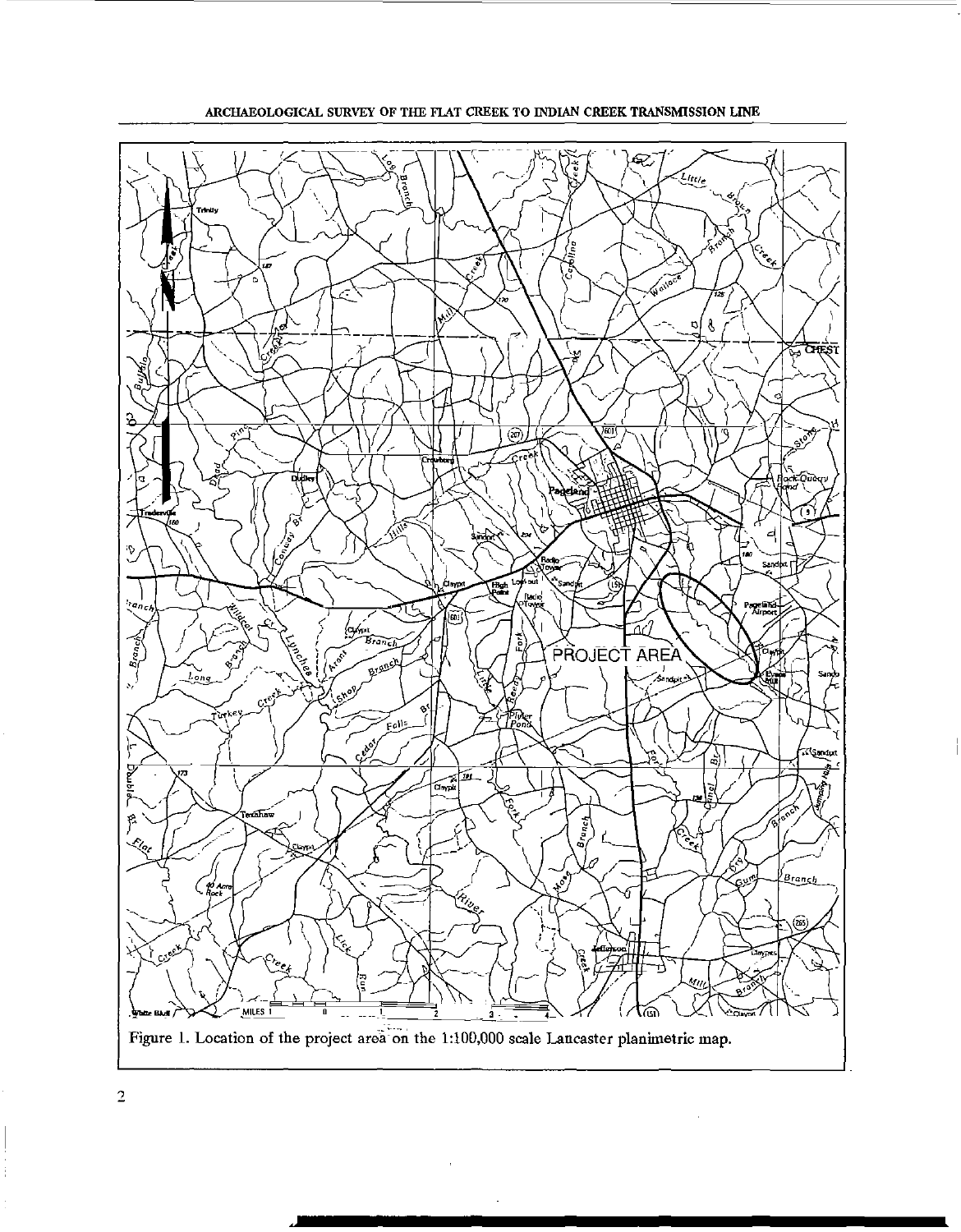Figure 1. Location of the project area on the 1:100,000 scale Lancaster planimetric map.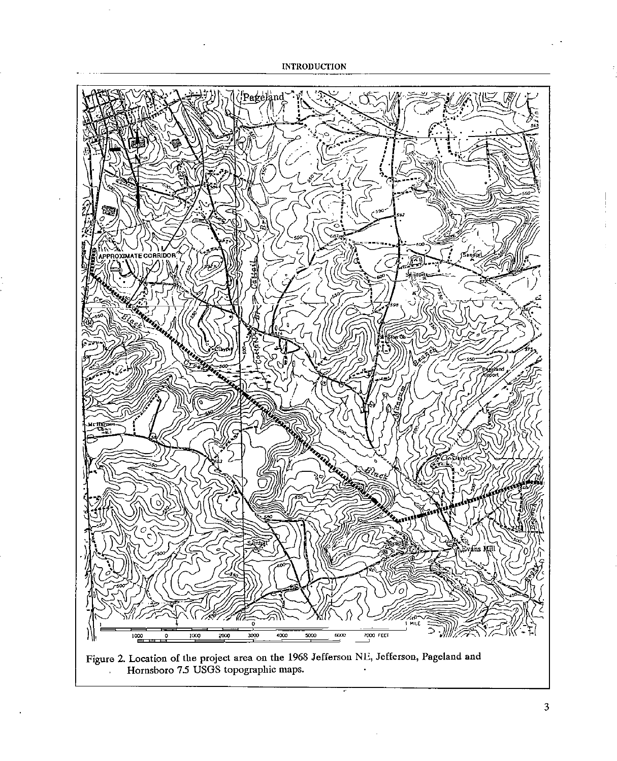Figure 2. Location of the project area on the 1968 Jefferson NE, Jefferson, Pageland and Hornsboro 7.5 USGS topographic maps.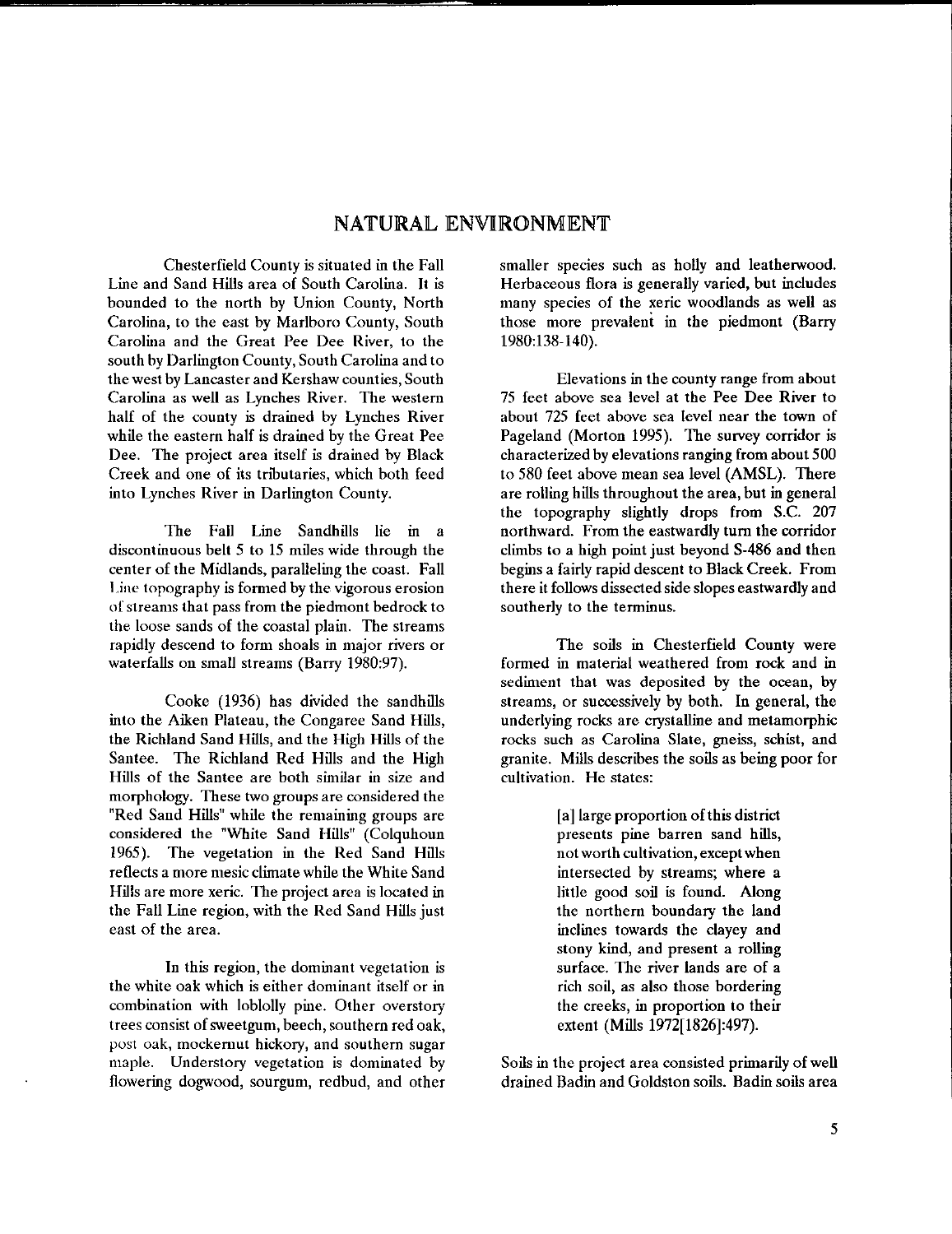## NATURAL ENVIRONMENT

Chesterfield County is situated in the Fall Line and Sand Hills area of South Carolina. It is bounded to the north by Union County, North Carolina, to the east by Marlboro County, South Carolina and the Great Pee Dee River, to the south by Darlington County, South Carolina and to the west by Lancaster and Kershaw counties, South Carolina as well as Lynches River. The western half of the county is drained by Lynches River while the eastern half is drained by the Great Pee Dee. The project area itself is drained by Black Creek and one of its tributaries, which both feed into Lynches River in Darlington County.

The Fall Line Sandhills lie in a discontinuous belt 5 to 15 miles wide through the center of the Midlands, paralleling the coast. Fall Line topography is formed by the vigorous erosion of streams that pass from the piedmont bedrock to the loose sands of the coastal plain. The streams rapidly descend to form shoals in major rivers or waterfalls on small streams (Barry 1980:97).

Cooke (1936) has divided the sandhills into the Aiken Plateau, the Congaree Sand Hills, the Richland Sand Hills, and the High Hills of the Santee. The Richland Red Hills and the High Hills of the Santee are both similar in size and morphology. These two groups are considered the "Red Sand Hills" while the remaining groups are considered the "White Sand Hills" (Colquhoun 1965). The vegetation in the Red Sand Hills reflects a more mesic climate while the White Sand Hills are more xeric. The project area is located in the Fall Line region, with the Red Sand Hills just east of the area.

In this region, the dominant vegetation is the white oak which is either dominant itself or in combination with loblolly pine. Other overstory trees consist of sweetgum, beech, southern red oak, post oak, mockernut hickory, and southern sugar maple. Understory vegetation is dominated by flowering dogwood, sourgum, redbud, and other smaller species such as holly and leatherwood. Herbaceous flora is generally varied, but includes many species of the xeric woodlands as well as those more prevalent in the piedmont (Barry 1980:138-140).

Elevations in the county range from about 75 feet above sea level at the Pee Dee River to about 725 feet above sea level near the town of Pageland (Morton 1995). The survey corridor is characterized by elevations ranging from about 500 to 580 feet above mean sea level (AMSL). There are rolling hills throughout the area, but in general the topography slightly drops from S.C. 207 northward. From the eastwardly turn the corridor climbs to a high point just beyond S-486 and then begins a fairly rapid descent to Black Creek. From there it follows dissected side slopes eastwardly and southerly to the terminus.

The soils in Chesterfield County were formed in material weathered from rock and in sediment that was deposited by the ocean, by streams, or successively by both. In general, the underlying rocks are crystalline and metamorphic rocks such as Carolina Slate, gneiss, schist, and granite. Mills describes the soils as being poor for cultivation. He states:

> [a] large proportion of this district presents pine barren sand hills, not worth cultivation, except when intersected by streams; where a little good soil is found. Along the northern boundary the land inclines towards the clayey and stony kind, and present a rolling surface. The river lands are of a rich soil, as also those bordering the creeks, in proportion to their extent (Mills 1972[1826]:497).

Soils in the project area consisted primarily of well drained Badin and Goldston soils. Badin soils area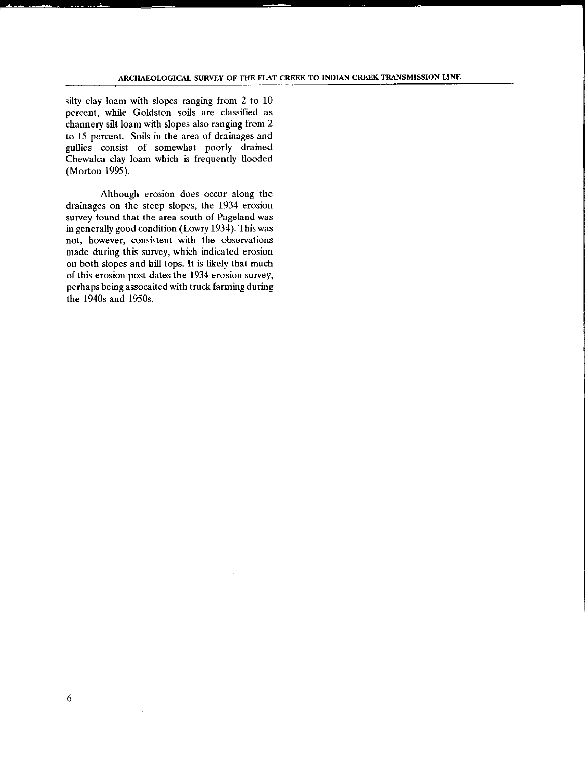silty clay loam with slopes ranging from 2 to 10 percent, while Goldston soils are classified as channery silt loam with slopes also ranging from 2 to 15 percent. Soils in the area of drainages and gullies consist of somewhat poorly drained Chewalca clay loam which is frequently flooded (Morton 1995).

Although erosion does occur along the drainages on the steep slopes, the 1934 erosion survey found that the area south of Pageland was in generally good condition (Lowry 1934). This was not, however, consistent with the observations made during this survey, which indicated erosion on both slopes and hill tops. It is likely that much of this erosion post-dates the 1934 erosion survey, perhaps being assocaited with truck farming during the 1940s and 1950s.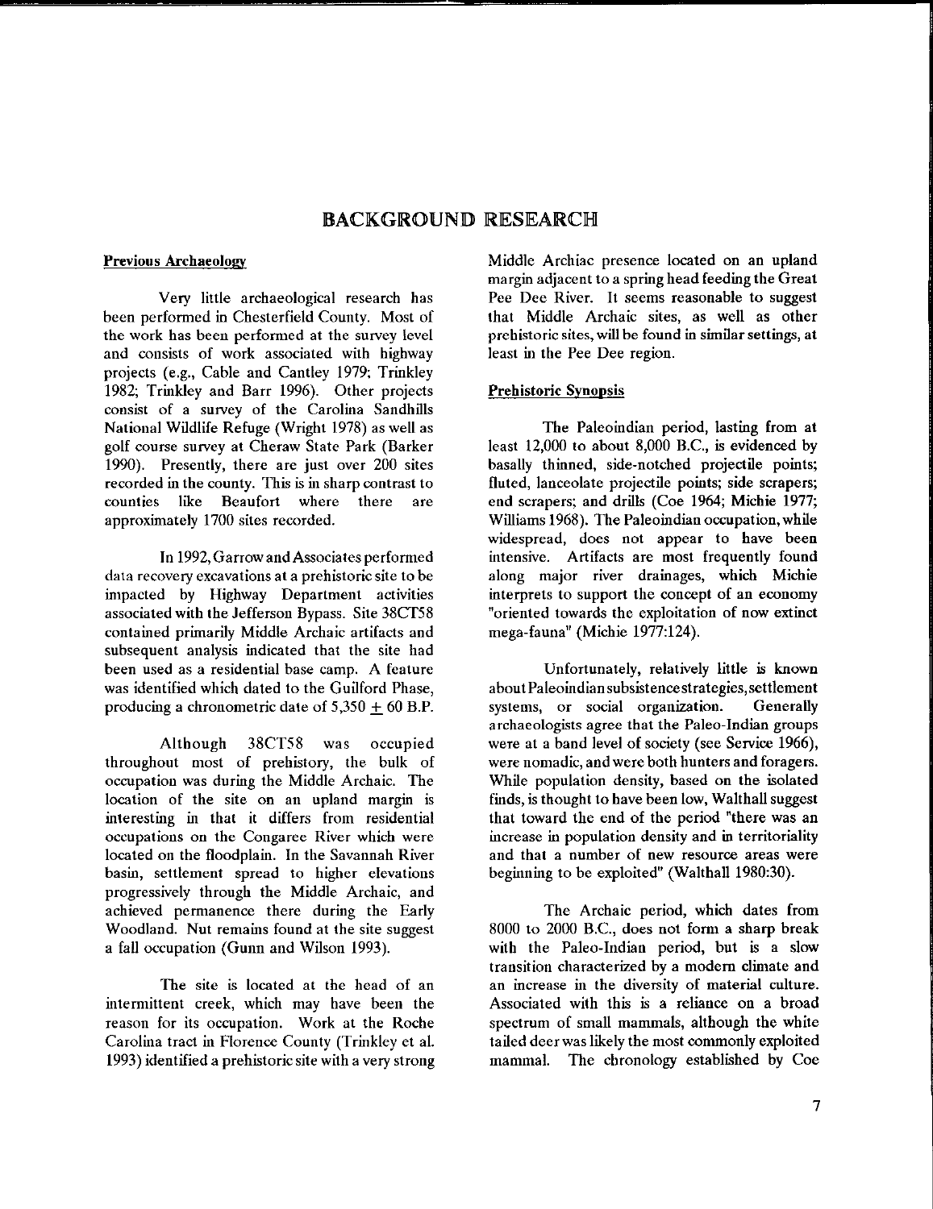# BACKGROUND RESEARCH

## Previous Archaeology

Very little archaeological research has been performed in Chesterfield County. Most of the work has been performed at the survey level and consists of work associated with highway projects (e.g., Cable and Cantley 1979; Trinkley 1982; Trinkley and Barr 1996). Other projects consist of a survey of the Carolina Sandhills National Wildlife Refuge (Wright 1978) as well as golf course survey at Cheraw State Park (Barker 1990). Presently, there are just over 200 sites recorded in the county. This is in sharp contrast to counties like Beaufort where there are approximately 1700 sites recorded.

In 1992, Garrow and Associates performed data recovery excavations at a prehistoric site to be impacted by Highway Department activities associated with the Jefferson Bypass. Site 38CT58 contained primarily Middle Archaic artifacts and subsequent analysis indicated that the site had been used as a residential base camp. A feature was identified which dated to the Guilford Phase, producing a chronometric date of 5,350 ± 60 B.P.

Although 38CT58 was occupied throughout most of prehistory, the bulk of occupation was during the Middle Archaic. The location of the site on an upland margin is interesting in that it differs from residential occupations on the Congaree River which were located on the floodplain. In the Savannah River basin, settlement spread to higher elevations progressively through the Middle Archaic, and achieved permanence there during the Early Woodland. Nut remains found at the site suggest a fall occupation (Gunn and Wilson 1993).

The site is located at the head of an intermittent creek, which may have been the reason for its occupation. Work at the Roche Carolina tract in Florence County (Trinkley et al. 1993) identified a prehistoric site with a very strong Middle Archiac presence located on an upland margin adjacent to a spring head feeding the Great Pee Dee River. It seems reasonable to suggest that Middle Archaic sites, as well as other prehistoric sites, will be found in similar settings, at least in the Pee Dee region.

## Prehistoric Synopsis

The Paleoindian period, lasting from at least 12,000 to about 8,000 B.C., is evidenced by basally thinned, side-notched projectile points; fluted, lanceolate projectile points; side scrapers; end scrapers; and drills (Coe 1964; Michie 1977; Williams 1968). The Paleoindian occupation, while widespread, does not appear to have been intensive. Artifacts are most frequently found along major river drainages, which Michie interprets to support the concept of an economy "oriented towards the exploitation of now extinct mega-fauna" (Michie 1977:124).

Unfortunately, relatively little is known about Paleoindian subsistence strategies, settlement systems, or social organization. Generally archaeologists agree that the Paleo-Indian groups were at a band level of society (see Service 1966), were nomadic, and were both hunters and foragers. While population density, based on the isolated finds, is thought to have been low, Walthall suggest that toward the end of the period "there was an increase in population density and in territoriality and that a number of new resource areas were beginning to be exploited" (Walthall 1980:30).

The Archaic period, which dates from 8000 to 2000 B.C., does not form a sharp break with the Paleo-Indian period, but is a slow transition characterized by a modern climate and an increase in the diversity of material culture. Associated with this is a reliance on a broad spectrum of small mammals, although the white tailed deer was likely the most commonly exploited mammal. The chronology established by Coe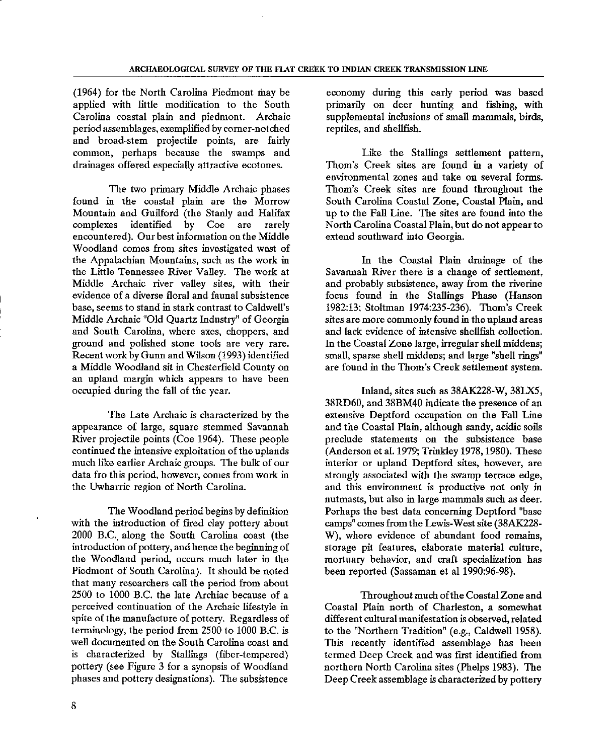(1964) for the North Carolina Piedmont may be applied with little modification to the South Carolina coastal plain and piedmont. Archaic period assemblages, exemplified by corner-notched and broad-stem projectile points, are fairly common, perhaps because the swamps and drainages offered especially attractive ecotones.

The two primary Middle Archaic phases found in the coastal plain are the Morrow Mountain and Guilford (the Stanly and Halifax complexes identified by Coe are rarely encountered). Our best information on the Middle Woodland comes from sites investigated west of the Appalachian Mountains, such as the work in the Little Tennessee River Valley. The work at Middle Archaic river valley sites, with their evidence of a diverse floral and faunal subsistence base, seems to stand in stark contrast to Caldwell's Middle Archaic "Old Quartz Industry" of Georgia and South Carolina, where axes, choppers, and ground and polished stone tools are very rare. Recent work by Gunn and Wilson (1993) identified a Middle Woodland sit in Chesterfield County on an upland margin which appears to have been occupied during the fall of the year.

The Late Archaic is characterized by the appearance of large, square stemmed Savannah River projectile points (Coe 1964). These people continued the intensive exploitation of the uplands much like earlier Archaic groups. The bulk of our data fro this period, however, comes from work in the Uwharrie region of North Carolina.

The Woodland period begins by definition with the introduction of fired clay pottery about 2000 B.C. along the South Carolina coast (the introduction of pottery, and hence the beginning of the Woodland period, occurs much later in the Piedmont of South Carolina). It should be noted that many researchers call the period from about 2500 to 1000 B.C. the late Archiac because of a perceived continuation of the Archaic lifestyle in spite of the manufacture of pottery. Regardless of terminology, the period from 2500 to 1000 B.C. is well documented on the South Carolina coast and is characterized by Stallings (fiber-tempered) pottery (see Figure 3 for a synopsis of Woodland phases and pottery designations). The subsistence economy during this early period was based primarily on deer hunting and fishing, with supplemental inclusions of small mammals, birds, reptiles, and shellfish.

Like the Stallings settlement pattern, Thom's Creek sites are found in a variety of environmental zones and take on several forms. Thom's Creek sites are found throughout the South Carolina Coastal Zone, Coastal Plain, and up to the Fall Line. The sites are found into the North Carolina Coastal Plain, but do not appear to extend southward into Georgia.

In the Coastal Plain drainage of the Savannah River there is a change of settlement, and probably subsistence, away from the riverine focus found in the Stallings Phase (Hanson 1982:13; Stoltman 1974:235-236). Thom's Creek sites are more commonly found in the upland areas and lack evidence of intensive shellfish collection. In the Coastal Zone large, irregular shell middens; small, sparse shell middens; and large "shell rings" are found in the Thom's Creek settlement system.

Inland, sites such as 38AK228-W, 38LX5, 38RD60, and 38BM40 indicate the presence of an extensive Deptford occupation on the Fall Line and the Coastal Plain, although sandy, acidic soils preclude statements on the subsistence base (Anderson et al. 1979; Trinkley 1978, 1980). These interior or upland Deptford sites, however, are strongly associated with the swamp terrace edge, and this environment is productive not only in nutmasts, but also in large mammals such as deer. Perhaps the best data concerning Deptford "base camps" comes from the Lewis-West site (38AK228-W), where evidence of abundant food remains, storage pit features, elaborate material culture, mortuary behavior, and craft specialization has been reported (Sassaman et al 1990:96-98).

Throughout much of the Coastal Zone and Coastal Plain north of Charleston, a somewhat different cultural manifestation is observed, related to the "Northern Tradition" (e.g., Caldwell 1958). This recently identified assemblage has been termed Deep Creek and was first identified from northern North Carolina sites (Phelps 1983). The Deep Creek assemblage is characterized by pottery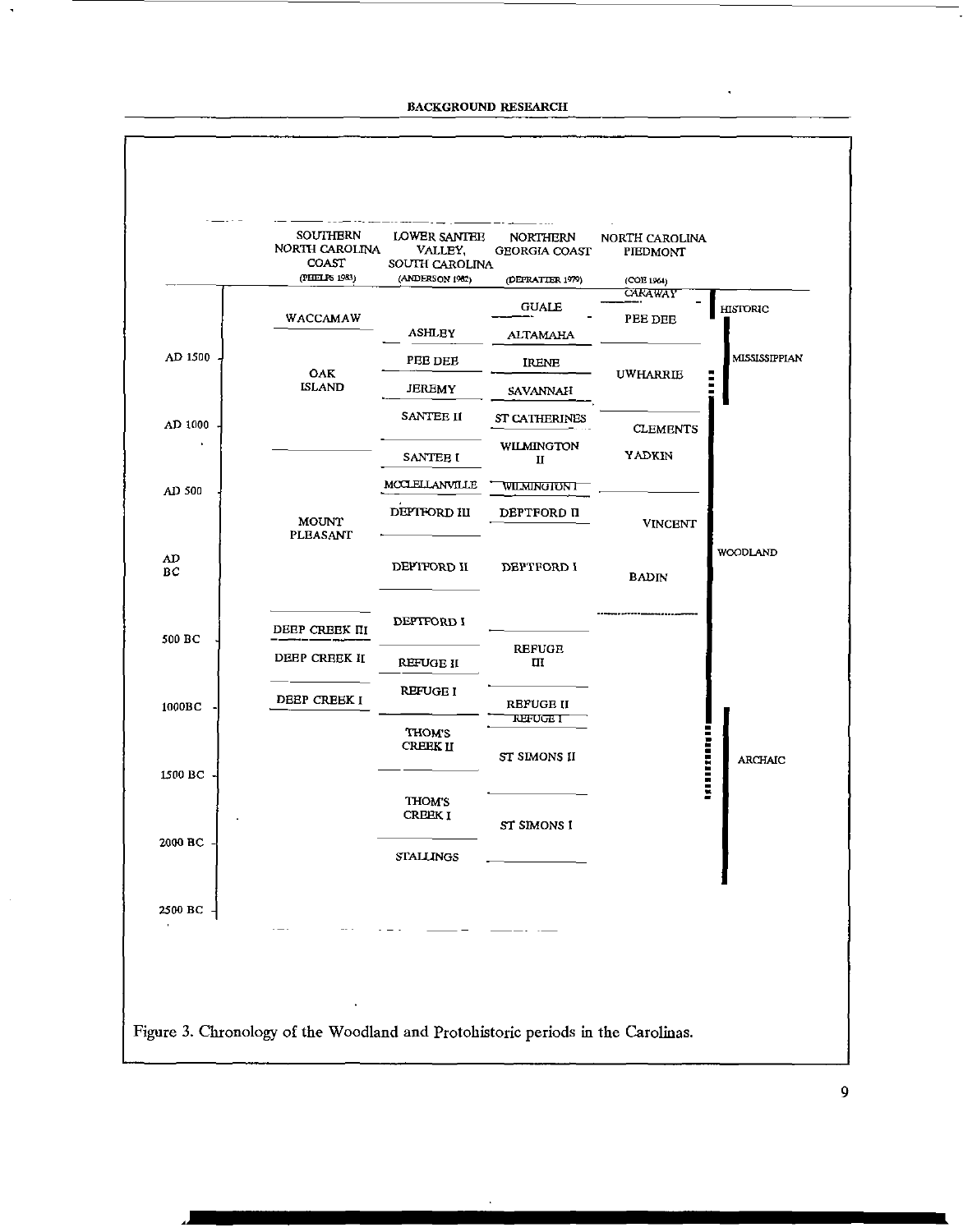| | SOUTHERN NORTH CAROLINA COAST (PHELPS 1983) | LOWER SANTEE VALLEY, SOUTH CAROLINA (ANDERSON 1982) | NORTHERN GEORGIA COAST (DEPRATTER 1979) | NORTH CAROLINA PIEDMONT (COE 1964) | |
|---|---|---|---|---|---|
| | WACCAMAW | | GUALE | CARAWAY | HISTORIC |
| | | ASHLEY | ALTAMAHA | PEE DEE | |
| AD 1500 | OAK ISLAND | PEE DEE | IRENE | UWHARRIE | MISSISSIPPIAN |
| | | JEREMY | SAVANNAH | | |
| AD 1000 | | SANTEE II | ST CATHERINES | CLEMENTS | |
| | | SANTEE I | WILMINGTON II | YADKIN | |
| AD 500 | | MCCLELLANVILLE | WILMINGTON I | | |
| | MOUNT PLEASANT | DEPTFORD III | DEPTFORD II | VINCENT | WOODLAND |
| AD / BC | | DEPTFORD II | DEPTFORD I | BADIN | |
| | DEEP CREEK III | DEPTFORD I | | | |
| 500 BC | DEEP CREEK II | REFUGE II | REFUGE III | | |
| | DEEP CREEK I | REFUGE I | REFUGE II | | |
| 1000BC | | | REFUGE I | | |
| | | THOM'S CREEK II | ST SIMONS II | | ARCHAIC |
| 1500 BC | | | | | |
| | | THOM'S CREEK I | ST SIMONS I | | |
| 2000 BC | | STALLINGS | | | |
| 2500 BC | | | | | |

Figure 3. Chronology of the Woodland and Protohistoric periods in the Carolinas.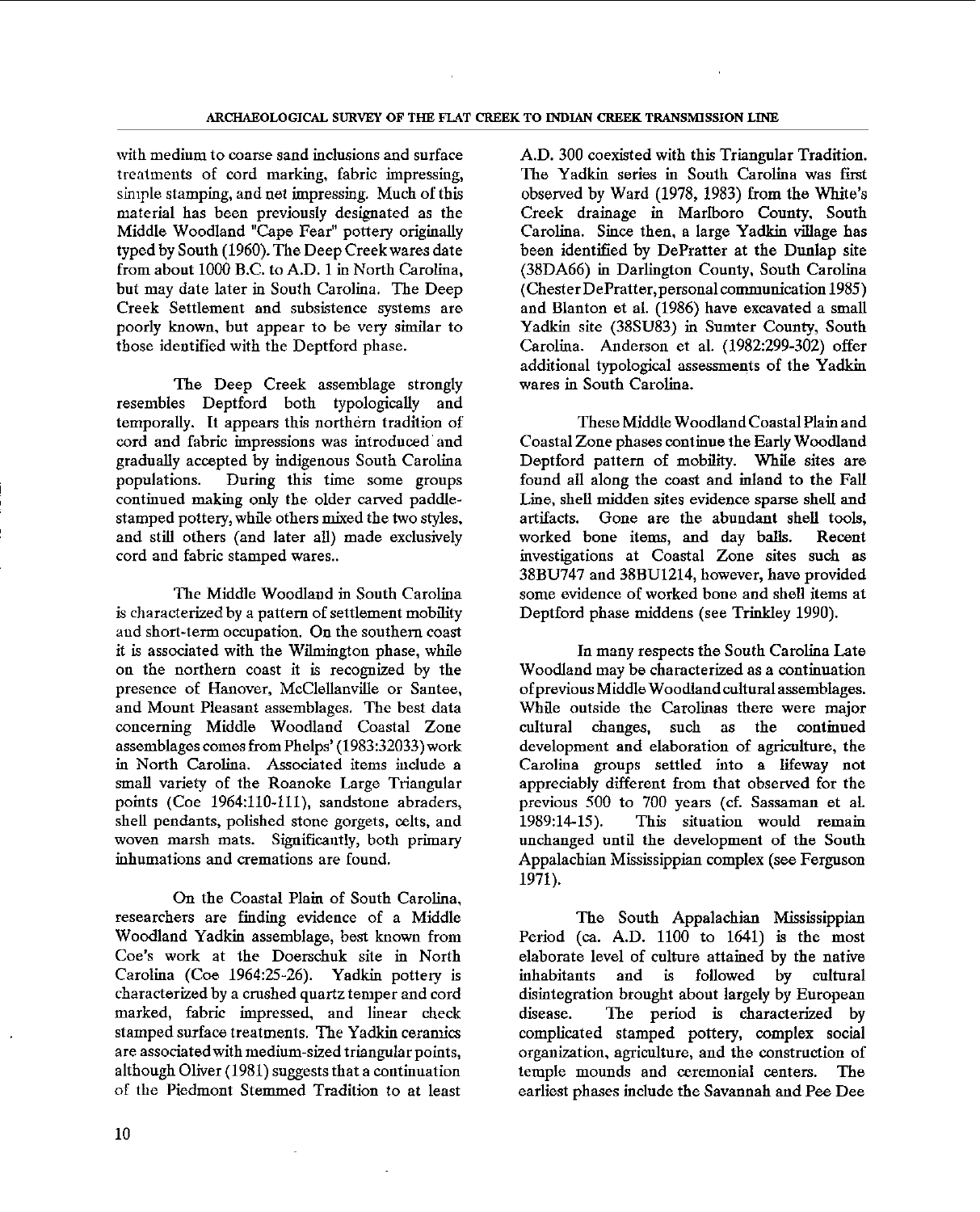with medium to coarse sand inclusions and surface treatments of cord marking, fabric impressing, simple stamping, and net impressing. Much of this material has been previously designated as the Middle Woodland "Cape Fear" pottery originally typed by South (1960). The Deep Creek wares date from about 1000 B.C. to A.D. 1 in North Carolina, but may date later in South Carolina. The Deep Creek Settlement and subsistence systems are poorly known, but appear to be very similar to those identified with the Deptford phase.

The Deep Creek assemblage strongly resembles Deptford both typologically and temporally. It appears this northern tradition of cord and fabric impressions was introduced and gradually accepted by indigenous South Carolina populations. During this time some groups continued making only the older carved paddle-stamped pottery, while others mixed the two styles, and still others (and later all) made exclusively cord and fabric stamped wares..

The Middle Woodland in South Carolina is characterized by a pattern of settlement mobility and short-term occupation. On the southern coast it is associated with the Wilmington phase, while on the northern coast it is recognized by the presence of Hanover, McClellanville or Santee, and Mount Pleasant assemblages. The best data concerning Middle Woodland Coastal Zone assemblages comes from Phelps' (1983:32033) work in North Carolina. Associated items include a small variety of the Roanoke Large Triangular points (Coe 1964:110-111), sandstone abraders, shell pendants, polished stone gorgets, celts, and woven marsh mats. Significantly, both primary inhumations and cremations are found.

On the Coastal Plain of South Carolina, researchers are finding evidence of a Middle Woodland Yadkin assemblage, best known from Coe's work at the Doerschuk site in North Carolina (Coe 1964:25-26). Yadkin pottery is characterized by a crushed quartz temper and cord marked, fabric impressed, and linear check stamped surface treatments. The Yadkin ceramics are associated with medium-sized triangular points, although Oliver (1981) suggests that a continuation of the Piedmont Stemmed Tradition to at least A.D. 300 coexisted with this Triangular Tradition. The Yadkin series in South Carolina was first observed by Ward (1978, 1983) from the White's Creek drainage in Marlboro County, South Carolina. Since then, a large Yadkin village has been identified by DePratter at the Dunlap site (38DA66) in Darlington County, South Carolina (Chester DePratter, personal communication 1985) and Blanton et al. (1986) have excavated a small Yadkin site (38SU83) in Sumter County, South Carolina. Anderson et al. (1982:299-302) offer additional typological assessments of the Yadkin wares in South Carolina.

These Middle Woodland Coastal Plain and Coastal Zone phases continue the Early Woodland Deptford pattern of mobility. While sites are found all along the coast and inland to the Fall Line, shell midden sites evidence sparse shell and artifacts. Gone are the abundant shell tools, worked bone items, and day balls. Recent investigations at Coastal Zone sites such as 38BU747 and 38BU1214, however, have provided some evidence of worked bone and shell items at Deptford phase middens (see Trinkley 1990).

In many respects the South Carolina Late Woodland may be characterized as a continuation of previous Middle Woodland cultural assemblages. While outside the Carolinas there were major cultural changes, such as the continued development and elaboration of agriculture, the Carolina groups settled into a lifeway not appreciably different from that observed for the previous 500 to 700 years (cf. Sassaman et al. 1989:14-15). This situation would remain unchanged until the development of the South Appalachian Mississippian complex (see Ferguson 1971).

The South Appalachian Mississippian Period (ca. A.D. 1100 to 1641) is the most elaborate level of culture attained by the native inhabitants and is followed by cultural disintegration brought about largely by European disease. The period is characterized by complicated stamped pottery, complex social organization, agriculture, and the construction of temple mounds and ceremonial centers. The earliest phases include the Savannah and Pee Dee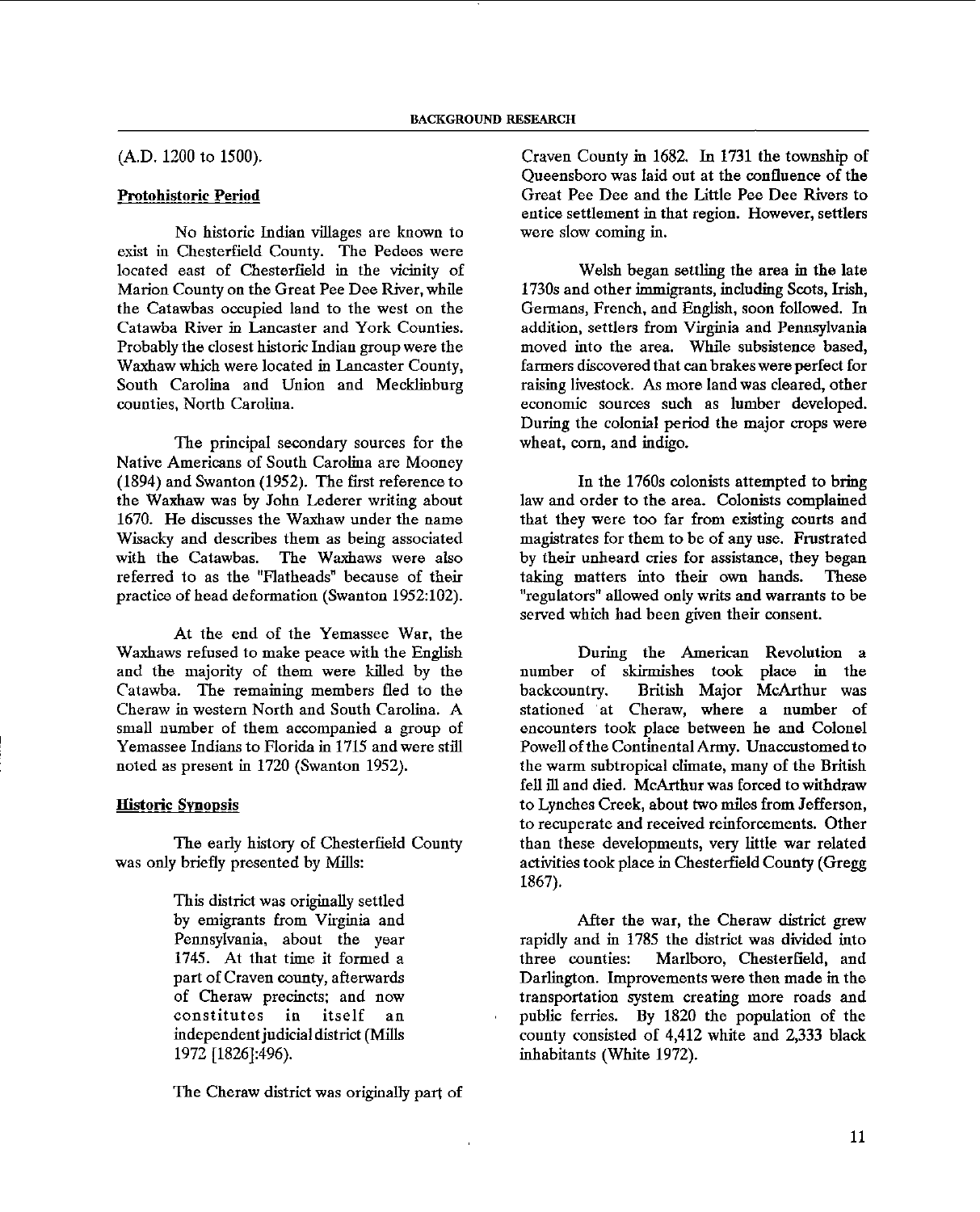(A.D. 1200 to 1500).

**Protohistoric Period**

No historic Indian villages are known to exist in Chesterfield County. The Pedees were located east of Chesterfield in the vicinity of Marion County on the Great Pee Dee River, while the Catawbas occupied land to the west on the Catawba River in Lancaster and York Counties. Probably the closest historic Indian group were the Waxhaw which were located in Lancaster County, South Carolina and Union and Mecklinburg counties, North Carolina.

The principal secondary sources for the Native Americans of South Carolina are Mooney (1894) and Swanton (1952). The first reference to the Waxhaw was by John Lederer writing about 1670. He discusses the Waxhaw under the name Wisacky and describes them as being associated with the Catawbas. The Waxhaws were also referred to as the "Flatheads" because of their practice of head deformation (Swanton 1952:102).

At the end of the Yemassee War, the Waxhaws refused to make peace with the English and the majority of them were killed by the Catawba. The remaining members fled to the Cheraw in western North and South Carolina. A small number of them accompanied a group of Yemassee Indians to Florida in 1715 and were still noted as present in 1720 (Swanton 1952).

**Historic Synopsis**

The early history of Chesterfield County was only briefly presented by Mills:

> This district was originally settled by emigrants from Virginia and Pennsylvania, about the year 1745. At that time it formed a part of Craven county, afterwards of Cheraw precincts; and now constitutes in itself an independent judicial district (Mills 1972 [1826]:496).

The Cheraw district was originally part of Craven County in 1682. In 1731 the township of Queensboro was laid out at the confluence of the Great Pee Dee and the Little Pee Dee Rivers to entice settlement in that region. However, settlers were slow coming in.

Welsh began settling the area in the late 1730s and other immigrants, including Scots, Irish, Germans, French, and English, soon followed. In addition, settlers from Virginia and Pennsylvania moved into the area. While subsistence based, farmers discovered that can brakes were perfect for raising livestock. As more land was cleared, other economic sources such as lumber developed. During the colonial period the major crops were wheat, corn, and indigo.

In the 1760s colonists attempted to bring law and order to the area. Colonists complained that they were too far from existing courts and magistrates for them to be of any use. Frustrated by their unheard cries for assistance, they began taking matters into their own hands. These "regulators" allowed only writs and warrants to be served which had been given their consent.

During the American Revolution a number of skirmishes took place in the backcountry. British Major McArthur was stationed at Cheraw, where a number of encounters took place between he and Colonel Powell of the Continental Army. Unaccustomed to the warm subtropical climate, many of the British fell ill and died. McArthur was forced to withdraw to Lynches Creek, about two miles from Jefferson, to recuperate and received reinforcements. Other than these developments, very little war related activities took place in Chesterfield County (Gregg 1867).

After the war, the Cheraw district grew rapidly and in 1785 the district was divided into three counties: Marlboro, Chesterfield, and Darlington. Improvements were then made in the transportation system creating more roads and public ferries. By 1820 the population of the county consisted of 4,412 white and 2,333 black inhabitants (White 1972).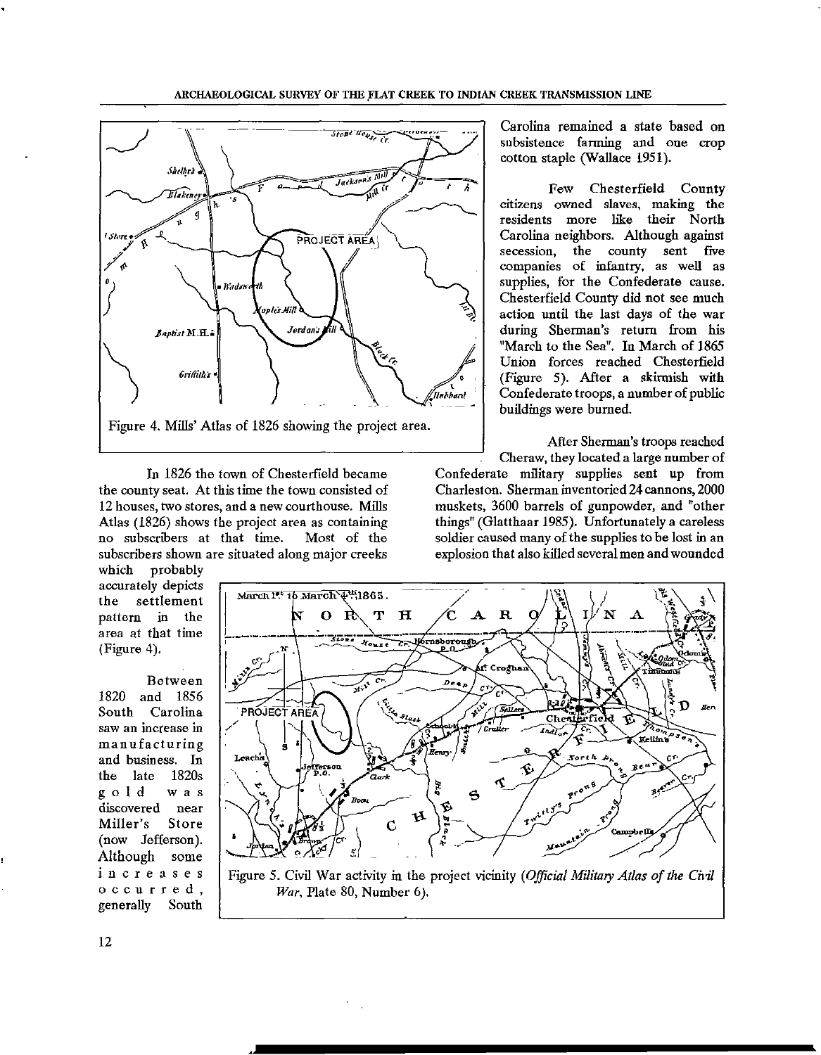Figure 4. Mills' Atlas of 1826 showing the project area.

In 1826 the town of Chesterfield became the county seat. At this time the town consisted of 12 houses, two stores, and a new courthouse. Mills Atlas (1826) shows the project area as containing no subscribers at that time. Most of the subscribers shown are situated along major creeks which probably accurately depicts the settlement pattern in the area at that time (Figure 4).

Between 1820 and 1856 South Carolina saw an increase in manufacturing and business. In the late 1820s gold was discovered near Miller's Store (now Jefferson). Although some increases occurred, generally South Carolina remained a state based on subsistence farming and one crop cotton staple (Wallace 1951).

Few Chesterfield County citizens owned slaves, making the residents more like their North Carolina neighbors. Although against secession, the county sent five companies of infantry, as well as supplies, for the Confederate cause. Chesterfield County did not see much action until the last days of the war during Sherman's return from his "March to the Sea". In March of 1865 Union forces reached Chesterfield (Figure 5). After a skirmish with Confederate troops, a number of public buildings were burned.

After Sherman's troops reached Cheraw, they located a large number of Confederate military supplies sent up from Charleston. Sherman inventoried 24 cannons, 2000 muskets, 3600 barrels of gunpowder, and "other things" (Glatthaar 1985). Unfortunately a careless soldier caused many of the supplies to be lost in an explosion that also killed several men and wounded

Figure 5. Civil War activity in the project vicinity (*Official Military Atlas of the Civil War*, Plate 80, Number 6).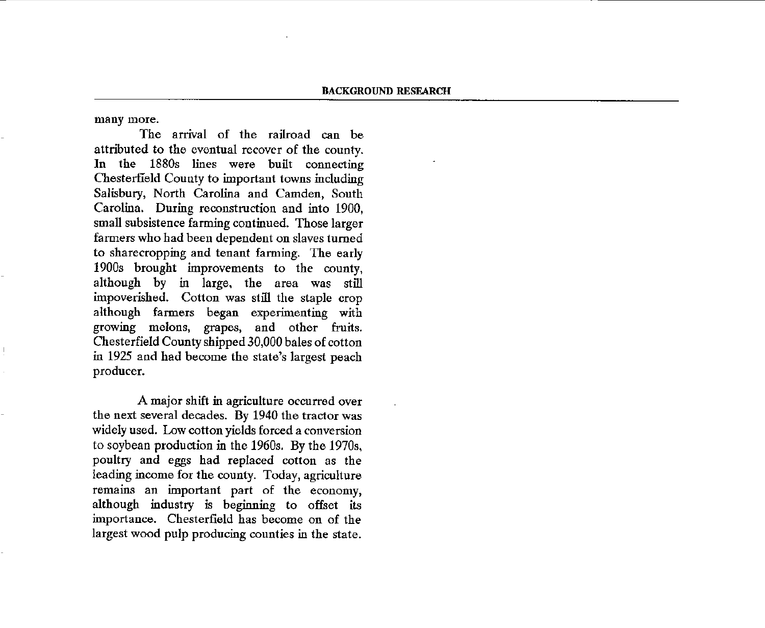many more.

The arrival of the railroad can be attributed to the eventual recover of the county. In the 1880s lines were built connecting Chesterfield County to important towns including Salisbury, North Carolina and Camden, South Carolina. During reconstruction and into 1900, small subsistence farming continued. Those larger farmers who had been dependent on slaves turned to sharecropping and tenant farming. The early 1900s brought improvements to the county, although by in large, the area was still impoverished. Cotton was still the staple crop although farmers began experimenting with growing melons, grapes, and other fruits. Chesterfield County shipped 30,000 bales of cotton in 1925 and had become the state's largest peach producer.

A major shift in agriculture occurred over the next several decades. By 1940 the tractor was widely used. Low cotton yields forced a conversion to soybean production in the 1960s. By the 1970s, poultry and eggs had replaced cotton as the leading income for the county. Today, agriculture remains an important part of the economy, although industry is beginning to offset its importance. Chesterfield has become on of the largest wood pulp producing counties in the state.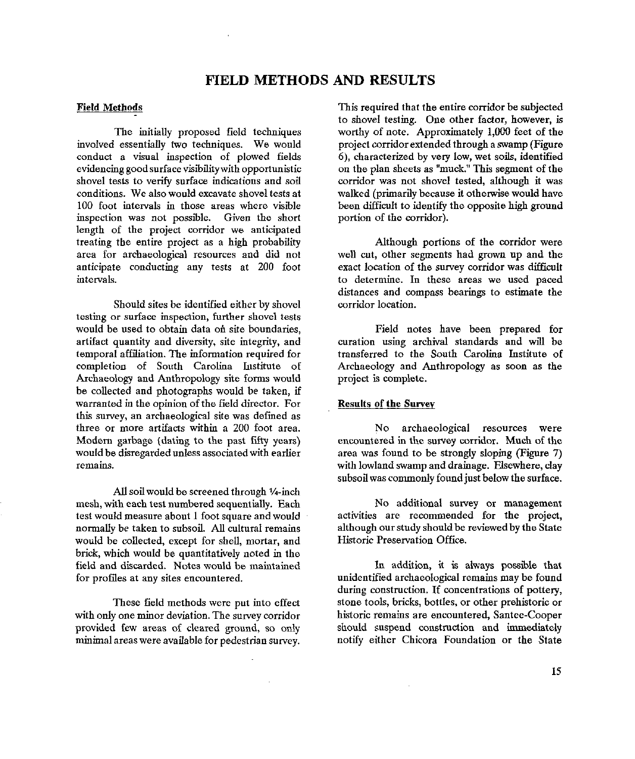# FIELD METHODS AND RESULTS

## Field Methods

The initially proposed field techniques involved essentially two techniques. We would conduct a visual inspection of plowed fields evidencing good surface visibility with opportunistic shovel tests to verify surface indications and soil conditions. We also would excavate shovel tests at 100 foot intervals in those areas where visible inspection was not possible. Given the short length of the project corridor we anticipated treating the entire project as a high probability area for archaeological resources and did not anticipate conducting any tests at 200 foot intervals.

Should sites be identified either by shovel testing or surface inspection, further shovel tests would be used to obtain data on site boundaries, artifact quantity and diversity, site integrity, and temporal affiliation. The information required for completion of South Carolina Institute of Archaeology and Anthropology site forms would be collected and photographs would be taken, if warranted in the opinion of the field director. For this survey, an archaeological site was defined as three or more artifacts within a 200 foot area. Modern garbage (dating to the past fifty years) would be disregarded unless associated with earlier remains.

All soil would be screened through ¼-inch mesh, with each test numbered sequentially. Each test would measure about 1 foot square and would normally be taken to subsoil. All cultural remains would be collected, except for shell, mortar, and brick, which would be quantitatively noted in the field and discarded. Notes would be maintained for profiles at any sites encountered.

These field methods were put into effect with only one minor deviation. The survey corridor provided few areas of cleared ground, so only minimal areas were available for pedestrian survey. This required that the entire corridor be subjected to shovel testing. One other factor, however, is worthy of note. Approximately 1,000 feet of the project corridor extended through a swamp (Figure 6), characterized by very low, wet soils, identified on the plan sheets as "muck." This segment of the corridor was not shovel tested, although it was walked (primarily because it otherwise would have been difficult to identify the opposite high ground portion of the corridor).

Although portions of the corridor were well cut, other segments had grown up and the exact location of the survey corridor was difficult to determine. In these areas we used paced distances and compass bearings to estimate the corridor location.

Field notes have been prepared for curation using archival standards and will be transferred to the South Carolina Institute of Archaeology and Anthropology as soon as the project is complete.

## Results of the Survey

No archaeological resources were encountered in the survey corridor. Much of the area was found to be strongly sloping (Figure 7) with lowland swamp and drainage. Elsewhere, clay subsoil was commonly found just below the surface.

No additional survey or management activities are recommended for the project, although our study should be reviewed by the State Historic Preservation Office.

In addition, it is always possible that unidentified archaeological remains may be found during construction. If concentrations of pottery, stone tools, bricks, bottles, or other prehistoric or historic remains are encountered, Santee-Cooper should suspend construction and immediately notify either Chicora Foundation or the State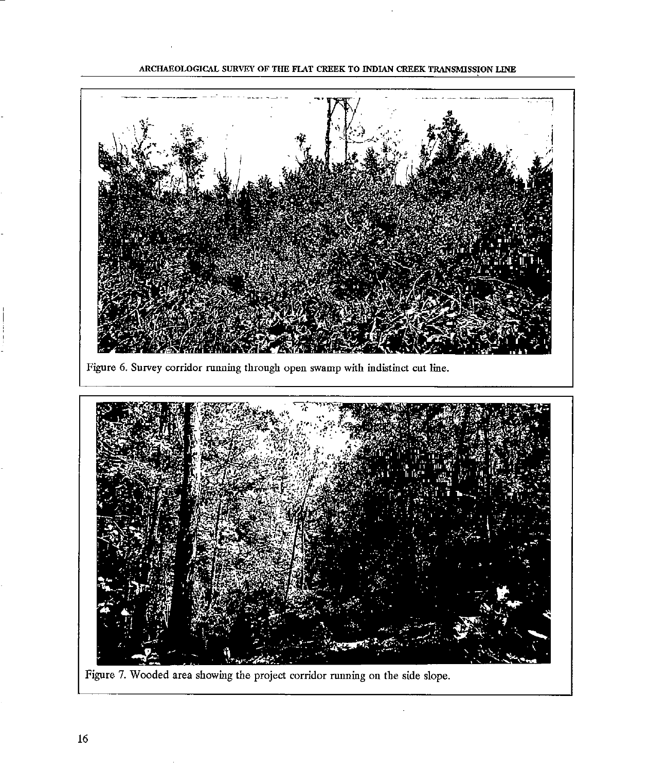Figure 6. Survey corridor running through open swamp with indistinct cut line.

Figure 7. Wooded area showing the project corridor running on the side slope.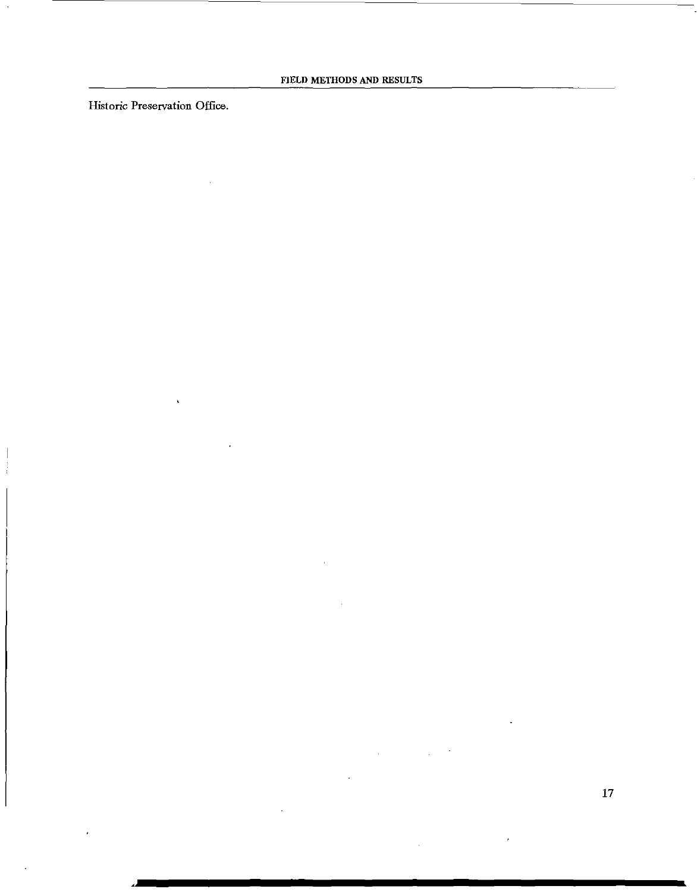Historic Preservation Office.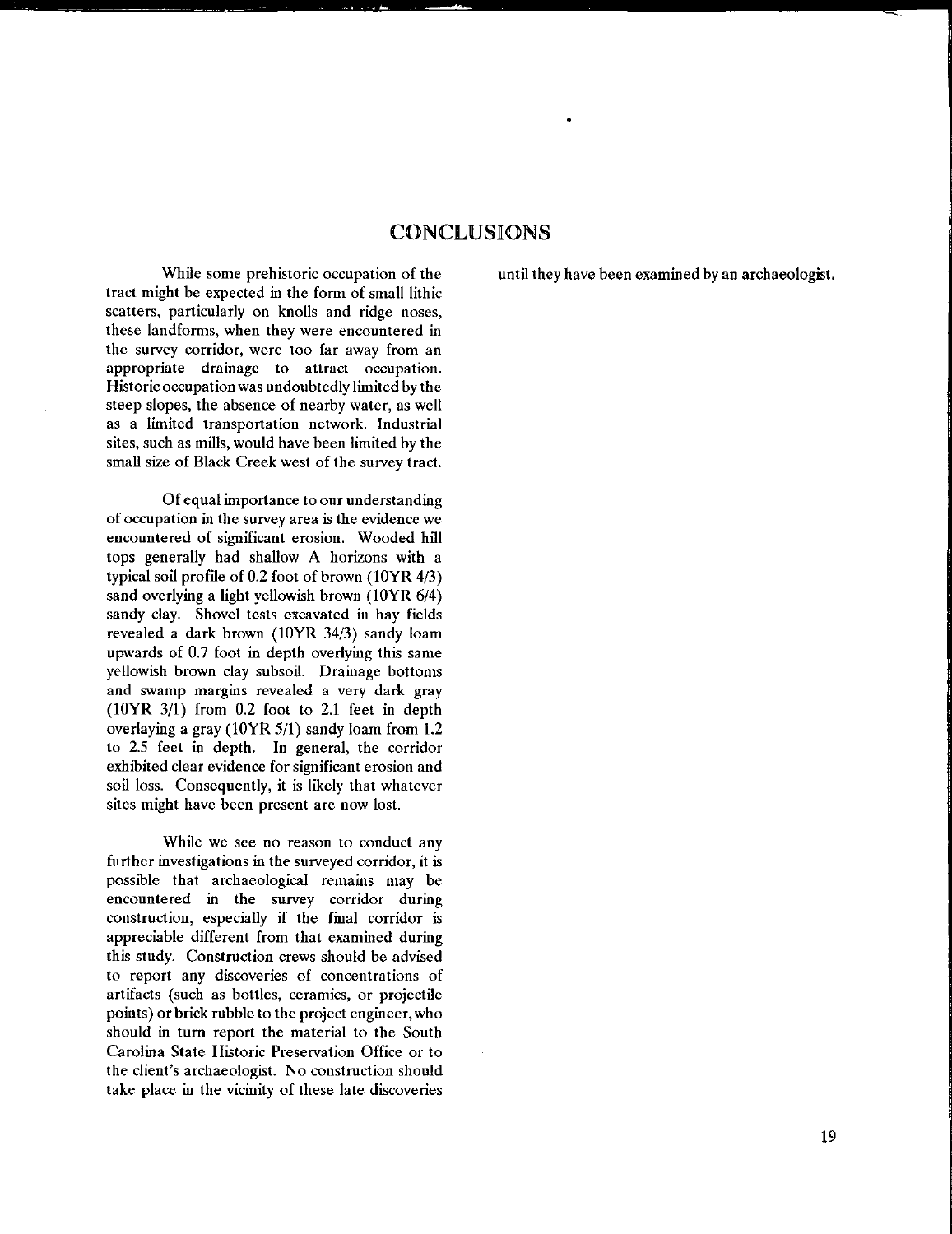# CONCLUSIONS

While some prehistoric occupation of the tract might be expected in the form of small lithic scatters, particularly on knolls and ridge noses, these landforms, when they were encountered in the survey corridor, were too far away from an appropriate drainage to attract occupation. Historic occupation was undoubtedly limited by the steep slopes, the absence of nearby water, as well as a limited transportation network. Industrial sites, such as mills, would have been limited by the small size of Black Creek west of the survey tract.

Of equal importance to our understanding of occupation in the survey area is the evidence we encountered of significant erosion. Wooded hill tops generally had shallow A horizons with a typical soil profile of 0.2 foot of brown (10YR 4/3) sand overlying a light yellowish brown (10YR 6/4) sandy clay. Shovel tests excavated in hay fields revealed a dark brown (10YR 34/3) sandy loam upwards of 0.7 foot in depth overlying this same yellowish brown clay subsoil. Drainage bottoms and swamp margins revealed a very dark gray (10YR 3/1) from 0.2 foot to 2.1 feet in depth overlaying a gray (10YR 5/1) sandy loam from 1.2 to 2.5 feet in depth. In general, the corridor exhibited clear evidence for significant erosion and soil loss. Consequently, it is likely that whatever sites might have been present are now lost.

While we see no reason to conduct any further investigations in the surveyed corridor, it is possible that archaeological remains may be encountered in the survey corridor during construction, especially if the final corridor is appreciable different from that examined during this study. Construction crews should be advised to report any discoveries of concentrations of artifacts (such as bottles, ceramics, or projectile points) or brick rubble to the project engineer, who should in turn report the material to the South Carolina State Historic Preservation Office or to the client's archaeologist. No construction should take place in the vicinity of these late discoveries until they have been examined by an archaeologist.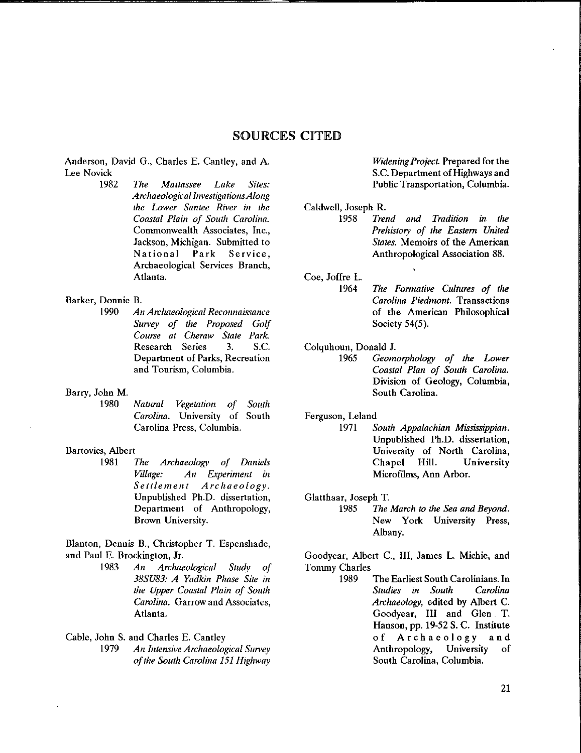## SOURCES CITED

Anderson, David G., Charles E. Cantley, and A. Lee Novick
1982 *The Mattassee Lake Sites: Archaeological Investigations Along the Lower Santee River in the Coastal Plain of South Carolina.* Commonwealth Associates, Inc., Jackson, Michigan. Submitted to National Park Service, Archaeological Services Branch, Atlanta.

Barker, Donnie B.
1990 *An Archaeological Reconnaissance Survey of the Proposed Golf Course at Cheraw State Park.* Research Series 3. S.C. Department of Parks, Recreation and Tourism, Columbia.

Barry, John M.
1980 *Natural Vegetation of South Carolina.* University of South Carolina Press, Columbia.

Bartovics, Albert
1981 *The Archaeology of Daniels Village: An Experiment in Settlement Archaeology.* Unpublished Ph.D. dissertation, Department of Anthropology, Brown University.

Blanton, Dennis B., Christopher T. Espenshade, and Paul E. Brockington, Jr.
1983 *An Archaeological Study of 38SU83: A Yadkin Phase Site in the Upper Coastal Plain of South Carolina.* Garrow and Associates, Atlanta.

Cable, John S. and Charles E. Cantley
1979 *An Intensive Archaeological Survey of the South Carolina 151 Highway Widening Project.* Prepared for the S.C. Department of Highways and Public Transportation, Columbia.

Caldwell, Joseph R.
1958 *Trend and Tradition in the Prehistory of the Eastern United States.* Memoirs of the American Anthropological Association 88.

Coe, Joffre L.
1964 *The Formative Cultures of the Carolina Piedmont.* Transactions of the American Philosophical Society 54(5).

Colquhoun, Donald J.
1965 *Geomorphology of the Lower Coastal Plan of South Carolina.* Division of Geology, Columbia, South Carolina.

Ferguson, Leland
1971 *South Appalachian Mississippian.* Unpublished Ph.D. dissertation, University of North Carolina, Chapel Hill. University Microfilms, Ann Arbor.

Glatthaar, Joseph T.
1985 *The March to the Sea and Beyond.* New York University Press, Albany.

Goodyear, Albert C., III, James L. Michie, and Tommy Charles
1989 The Earliest South Carolinians. In *Studies in South Carolina Archaeology,* edited by Albert C. Goodyear, III and Glen T. Hanson, pp. 19-52 S. C. Institute of Archaeology and Anthropology, University of South Carolina, Columbia.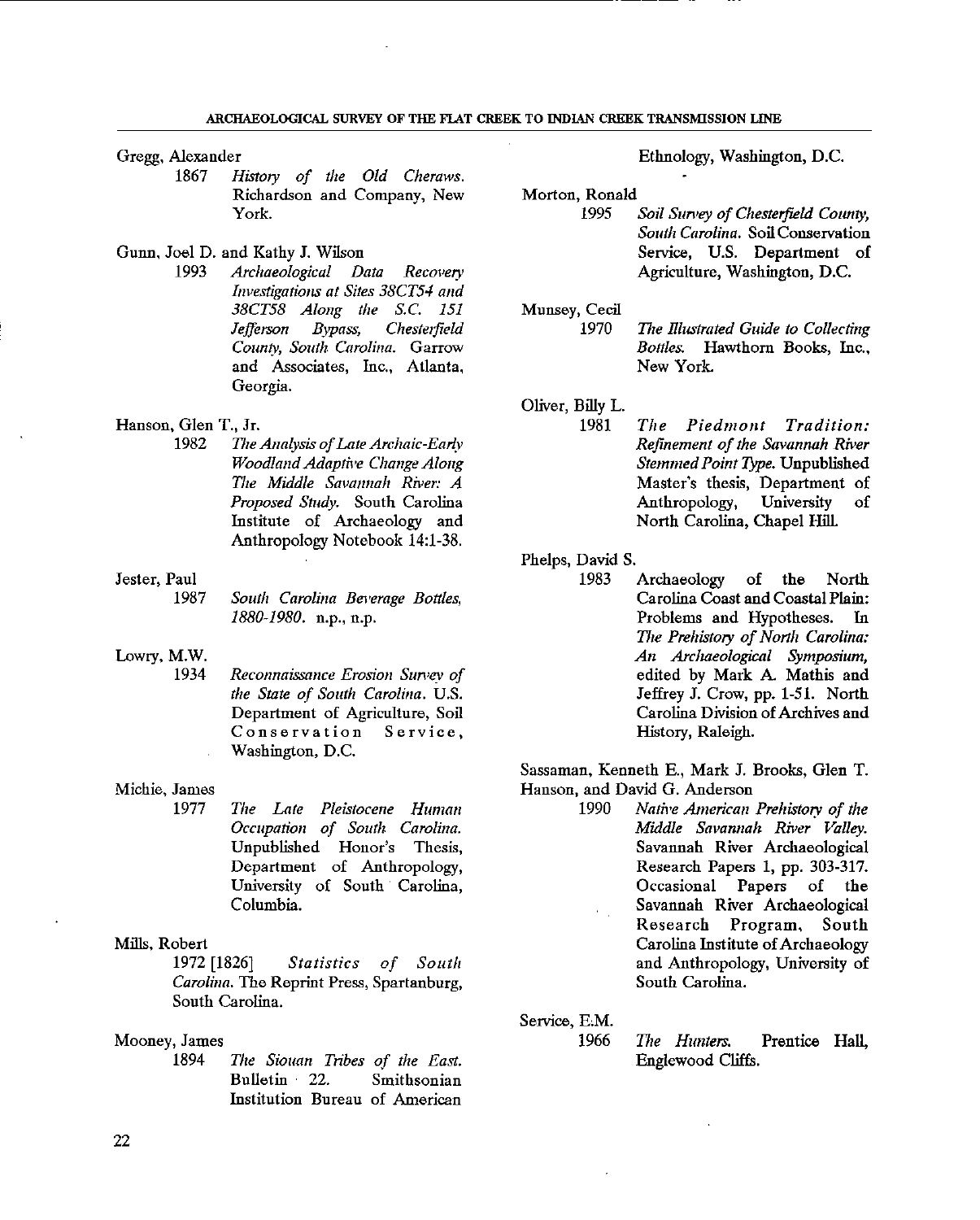Gregg, Alexander

1867 *History of the Old Cheraws.* Richardson and Company, New York.

Gunn, Joel D. and Kathy J. Wilson

1993 *Archaeological Data Recovery Investigations at Sites 38CT54 and 38CT58 Along the S.C. 151 Jefferson Bypass, Chesterfield County, South Carolina.* Garrow and Associates, Inc., Atlanta, Georgia.

Hanson, Glen T., Jr.

1982 *The Analysis of Late Archaic-Early Woodland Adaptive Change Along The Middle Savannah River: A Proposed Study.* South Carolina Institute of Archaeology and Anthropology Notebook 14:1-38.

Jester, Paul

1987 *South Carolina Beverage Bottles, 1880-1980.* n.p., n.p.

Lowry, M.W.

1934 *Reconnaissance Erosion Survey of the State of South Carolina.* U.S. Department of Agriculture, Soil Conservation Service, Washington, D.C.

Michie, James

1977 *The Late Pleistocene Human Occupation of South Carolina.* Unpublished Honor's Thesis, Department of Anthropology, University of South Carolina, Columbia.

Mills, Robert

1972 [1826] *Statistics of South Carolina.* The Reprint Press, Spartanburg, South Carolina.

Mooney, James

1894 *The Siouan Tribes of the East.* Bulletin 22. Smithsonian Institution Bureau of American Ethnology, Washington, D.C.

Morton, Ronald

1995 *Soil Survey of Chesterfield County, South Carolina.* Soil Conservation Service, U.S. Department of Agriculture, Washington, D.C.

Munsey, Cecil

1970 *The Illustrated Guide to Collecting Bottles.* Hawthorn Books, Inc., New York.

Oliver, Billy L.

1981 *The Piedmont Tradition: Refinement of the Savannah River Stemmed Point Type.* Unpublished Master's thesis, Department of Anthropology, University of North Carolina, Chapel Hill.

Phelps, David S.

1983 Archaeology of the North Carolina Coast and Coastal Plain: Problems and Hypotheses. In *The Prehistory of North Carolina: An Archaeological Symposium,* edited by Mark A. Mathis and Jeffrey J. Crow, pp. 1-51. North Carolina Division of Archives and History, Raleigh.

Sassaman, Kenneth E., Mark J. Brooks, Glen T. Hanson, and David G. Anderson

1990 *Native American Prehistory of the Middle Savannah River Valley.* Savannah River Archaeological Research Papers 1, pp. 303-317. Occasional Papers of the Savannah River Archaeological Research Program, South Carolina Institute of Archaeology and Anthropology, University of South Carolina.

Service, E.M.

1966 *The Hunters.* Prentice Hall, Englewood Cliffs.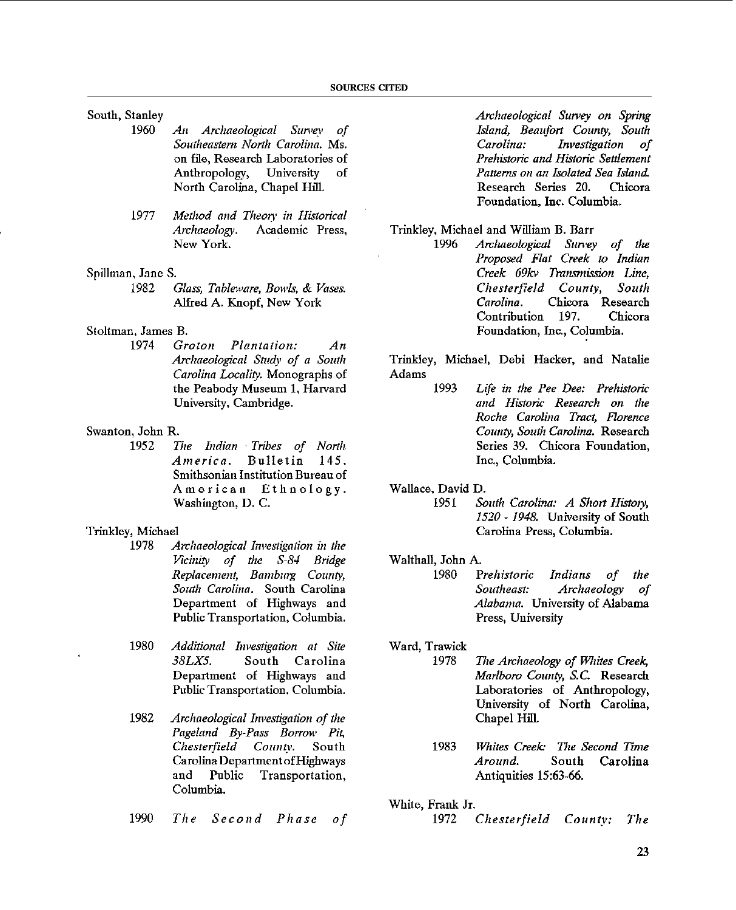South, Stanley

1960 *An Archaeological Survey of Southeastern North Carolina.* Ms. on file, Research Laboratories of Anthropology, University of North Carolina, Chapel Hill.

1977 *Method and Theory in Historical Archaeology.* Academic Press, New York.

Spillman, Jane S.

1982 *Glass, Tableware, Bowls, & Vases.* Alfred A. Knopf, New York

Stoltman, James B.

1974 *Groton Plantation: An Archaeological Study of a South Carolina Locality.* Monographs of the Peabody Museum 1, Harvard University, Cambridge.

Swanton, John R.

1952 *The Indian Tribes of North America.* Bulletin 145. Smithsonian Institution Bureau of American Ethnology. Washington, D. C.

Trinkley, Michael

1978 *Archaeological Investigation in the Vicinity of the S-84 Bridge Replacement, Bamburg County, South Carolina.* South Carolina Department of Highways and Public Transportation, Columbia.

1980 *Additional Investigation at Site 38LX5.* South Carolina Department of Highways and Public Transportation, Columbia.

1982 *Archaeological Investigation of the Pageland By-Pass Borrow Pit, Chesterfield County.* South Carolina Department of Highways and Public Transportation, Columbia.

1990 *The Second Phase of Archaeological Survey on Spring Island, Beaufort County, South Carolina: Investigation of Prehistoric and Historic Settlement Patterns on an Isolated Sea Island.* Research Series 20. Chicora Foundation, Inc. Columbia.

Trinkley, Michael and William B. Barr

1996 *Archaeological Survey of the Proposed Flat Creek to Indian Creek 69kv Transmission Line, Chesterfield County, South Carolina.* Chicora Research Contribution 197. Chicora Foundation, Inc., Columbia.

Trinkley, Michael, Debi Hacker, and Natalie Adams

1993 *Life in the Pee Dee: Prehistoric and Historic Research on the Roche Carolina Tract, Florence County, South Carolina.* Research Series 39. Chicora Foundation, Inc., Columbia.

Wallace, David D.

1951 *South Carolina: A Short History, 1520 - 1948.* University of South Carolina Press, Columbia.

Walthall, John A.

1980 *Prehistoric Indians of the Southeast: Archaeology of Alabama.* University of Alabama Press, University

Ward, Trawick

1978 *The Archaeology of Whites Creek, Marlboro County, S.C.* Research Laboratories of Anthropology, University of North Carolina, Chapel Hill.

1983 *Whites Creek: The Second Time Around.* South Carolina Antiquities 15:63-66.

White, Frank Jr.

1972 *Chesterfield County: The*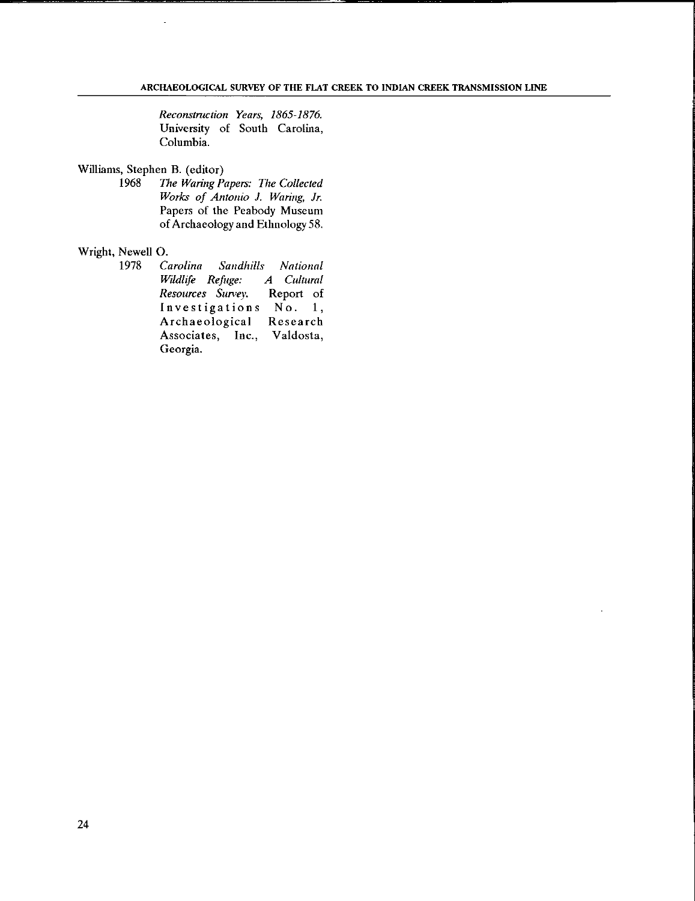*Reconstruction Years, 1865-1876.* University of South Carolina, Columbia.

Williams, Stephen B. (editor)
1968 *The Waring Papers: The Collected Works of Antonio J. Waring, Jr.* Papers of the Peabody Museum of Archaeology and Ethnology 58.

Wright, Newell O.
1978 *Carolina Sandhills National Wildlife Refuge: A Cultural Resources Survey.* Report of Investigations No. 1, Archaeological Research Associates, Inc., Valdosta, Georgia.